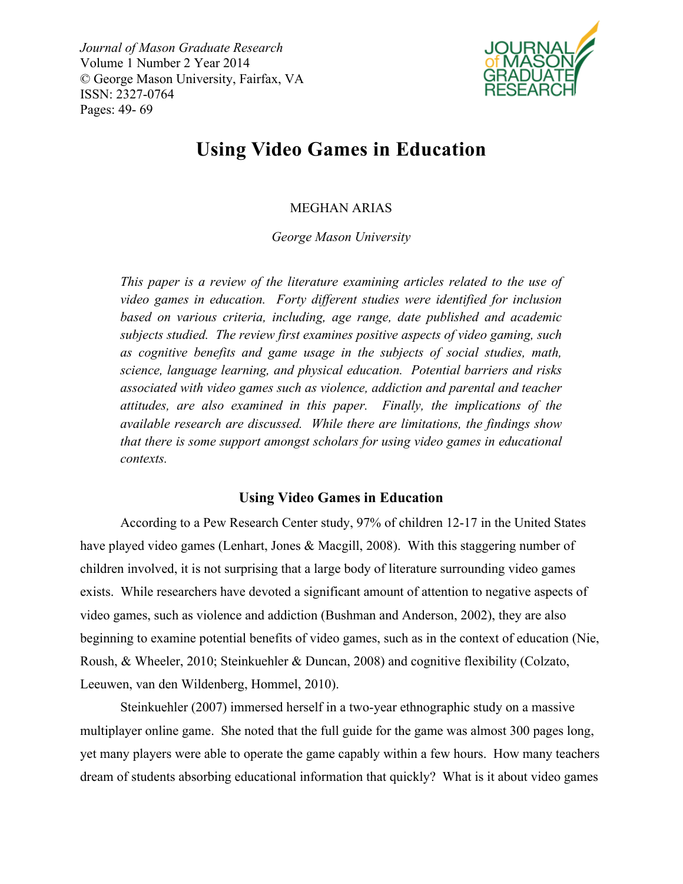*Journal of Mason Graduate Research*
Volume 1 Number 2 Year 2014
© George Mason University, Fairfax, VA
ISSN: 2327-0764
Pages: 49- 69

# Using Video Games in Education

MEGHAN ARIAS

*George Mason University*

*This paper is a review of the literature examining articles related to the use of video games in education. Forty different studies were identified for inclusion based on various criteria, including, age range, date published and academic subjects studied. The review first examines positive aspects of video gaming, such as cognitive benefits and game usage in the subjects of social studies, math, science, language learning, and physical education. Potential barriers and risks associated with video games such as violence, addiction and parental and teacher attitudes, are also examined in this paper. Finally, the implications of the available research are discussed. While there are limitations, the findings show that there is some support amongst scholars for using video games in educational contexts.*

## Using Video Games in Education

According to a Pew Research Center study, 97% of children 12-17 in the United States have played video games (Lenhart, Jones & Macgill, 2008). With this staggering number of children involved, it is not surprising that a large body of literature surrounding video games exists. While researchers have devoted a significant amount of attention to negative aspects of video games, such as violence and addiction (Bushman and Anderson, 2002), they are also beginning to examine potential benefits of video games, such as in the context of education (Nie, Roush, & Wheeler, 2010; Steinkuehler & Duncan, 2008) and cognitive flexibility (Colzato, Leeuwen, van den Wildenberg, Hommel, 2010).

Steinkuehler (2007) immersed herself in a two-year ethnographic study on a massive multiplayer online game. She noted that the full guide for the game was almost 300 pages long, yet many players were able to operate the game capably within a few hours. How many teachers dream of students absorbing educational information that quickly? What is it about video games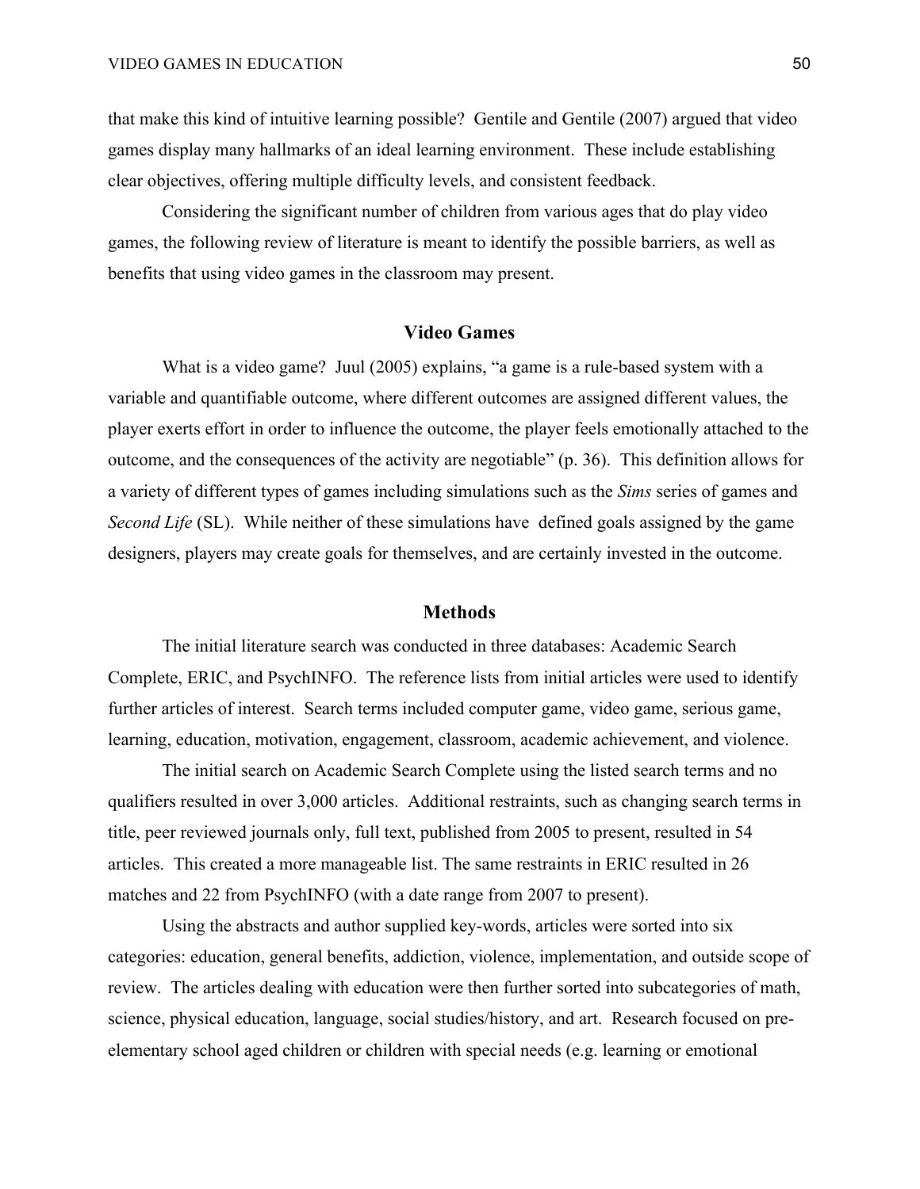that make this kind of intuitive learning possible? Gentile and Gentile (2007) argued that video games display many hallmarks of an ideal learning environment. These include establishing clear objectives, offering multiple difficulty levels, and consistent feedback.

Considering the significant number of children from various ages that do play video games, the following review of literature is meant to identify the possible barriers, as well as benefits that using video games in the classroom may present.

## Video Games

What is a video game? Juul (2005) explains, "a game is a rule-based system with a variable and quantifiable outcome, where different outcomes are assigned different values, the player exerts effort in order to influence the outcome, the player feels emotionally attached to the outcome, and the consequences of the activity are negotiable" (p. 36). This definition allows for a variety of different types of games including simulations such as the *Sims* series of games and *Second Life* (SL). While neither of these simulations have defined goals assigned by the game designers, players may create goals for themselves, and are certainly invested in the outcome.

## Methods

The initial literature search was conducted in three databases: Academic Search Complete, ERIC, and PsychINFO. The reference lists from initial articles were used to identify further articles of interest. Search terms included computer game, video game, serious game, learning, education, motivation, engagement, classroom, academic achievement, and violence.

The initial search on Academic Search Complete using the listed search terms and no qualifiers resulted in over 3,000 articles. Additional restraints, such as changing search terms in title, peer reviewed journals only, full text, published from 2005 to present, resulted in 54 articles. This created a more manageable list. The same restraints in ERIC resulted in 26 matches and 22 from PsychINFO (with a date range from 2007 to present).

Using the abstracts and author supplied key-words, articles were sorted into six categories: education, general benefits, addiction, violence, implementation, and outside scope of review. The articles dealing with education were then further sorted into subcategories of math, science, physical education, language, social studies/history, and art. Research focused on pre-elementary school aged children or children with special needs (e.g. learning or emotional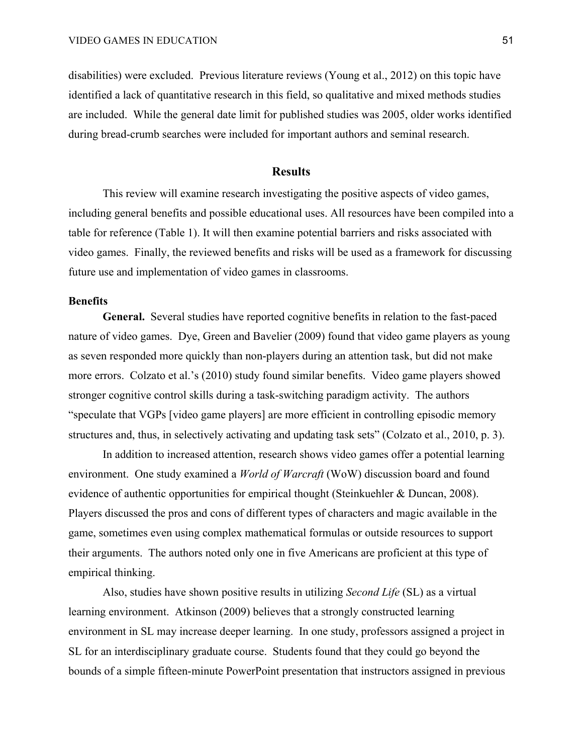disabilities) were excluded. Previous literature reviews (Young et al., 2012) on this topic have identified a lack of quantitative research in this field, so qualitative and mixed methods studies are included. While the general date limit for published studies was 2005, older works identified during bread-crumb searches were included for important authors and seminal research.

## Results

This review will examine research investigating the positive aspects of video games, including general benefits and possible educational uses. All resources have been compiled into a table for reference (Table 1). It will then examine potential barriers and risks associated with video games. Finally, the reviewed benefits and risks will be used as a framework for discussing future use and implementation of video games in classrooms.

### Benefits

**General.** Several studies have reported cognitive benefits in relation to the fast-paced nature of video games. Dye, Green and Bavelier (2009) found that video game players as young as seven responded more quickly than non-players during an attention task, but did not make more errors. Colzato et al.'s (2010) study found similar benefits. Video game players showed stronger cognitive control skills during a task-switching paradigm activity. The authors "speculate that VGPs [video game players] are more efficient in controlling episodic memory structures and, thus, in selectively activating and updating task sets" (Colzato et al., 2010, p. 3).

In addition to increased attention, research shows video games offer a potential learning environment. One study examined a *World of Warcraft* (WoW) discussion board and found evidence of authentic opportunities for empirical thought (Steinkuehler & Duncan, 2008). Players discussed the pros and cons of different types of characters and magic available in the game, sometimes even using complex mathematical formulas or outside resources to support their arguments. The authors noted only one in five Americans are proficient at this type of empirical thinking.

Also, studies have shown positive results in utilizing *Second Life* (SL) as a virtual learning environment. Atkinson (2009) believes that a strongly constructed learning environment in SL may increase deeper learning. In one study, professors assigned a project in SL for an interdisciplinary graduate course. Students found that they could go beyond the bounds of a simple fifteen-minute PowerPoint presentation that instructors assigned in previous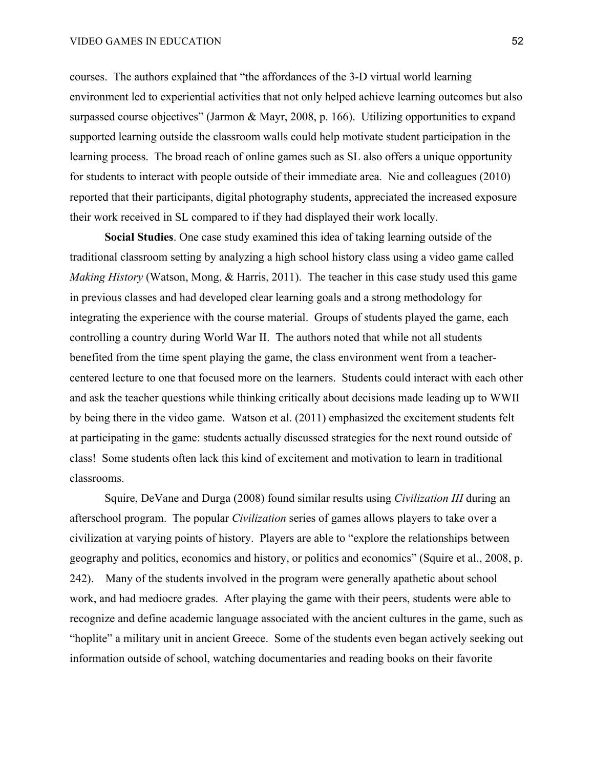courses. The authors explained that "the affordances of the 3-D virtual world learning environment led to experiential activities that not only helped achieve learning outcomes but also surpassed course objectives" (Jarmon & Mayr, 2008, p. 166). Utilizing opportunities to expand supported learning outside the classroom walls could help motivate student participation in the learning process. The broad reach of online games such as SL also offers a unique opportunity for students to interact with people outside of their immediate area. Nie and colleagues (2010) reported that their participants, digital photography students, appreciated the increased exposure their work received in SL compared to if they had displayed their work locally.

**Social Studies**. One case study examined this idea of taking learning outside of the traditional classroom setting by analyzing a high school history class using a video game called *Making History* (Watson, Mong, & Harris, 2011). The teacher in this case study used this game in previous classes and had developed clear learning goals and a strong methodology for integrating the experience with the course material. Groups of students played the game, each controlling a country during World War II. The authors noted that while not all students benefited from the time spent playing the game, the class environment went from a teacher-centered lecture to one that focused more on the learners. Students could interact with each other and ask the teacher questions while thinking critically about decisions made leading up to WWII by being there in the video game. Watson et al. (2011) emphasized the excitement students felt at participating in the game: students actually discussed strategies for the next round outside of class! Some students often lack this kind of excitement and motivation to learn in traditional classrooms.

Squire, DeVane and Durga (2008) found similar results using *Civilization III* during an afterschool program. The popular *Civilization* series of games allows players to take over a civilization at varying points of history. Players are able to "explore the relationships between geography and politics, economics and history, or politics and economics" (Squire et al., 2008, p. 242). Many of the students involved in the program were generally apathetic about school work, and had mediocre grades. After playing the game with their peers, students were able to recognize and define academic language associated with the ancient cultures in the game, such as "hoplite" a military unit in ancient Greece. Some of the students even began actively seeking out information outside of school, watching documentaries and reading books on their favorite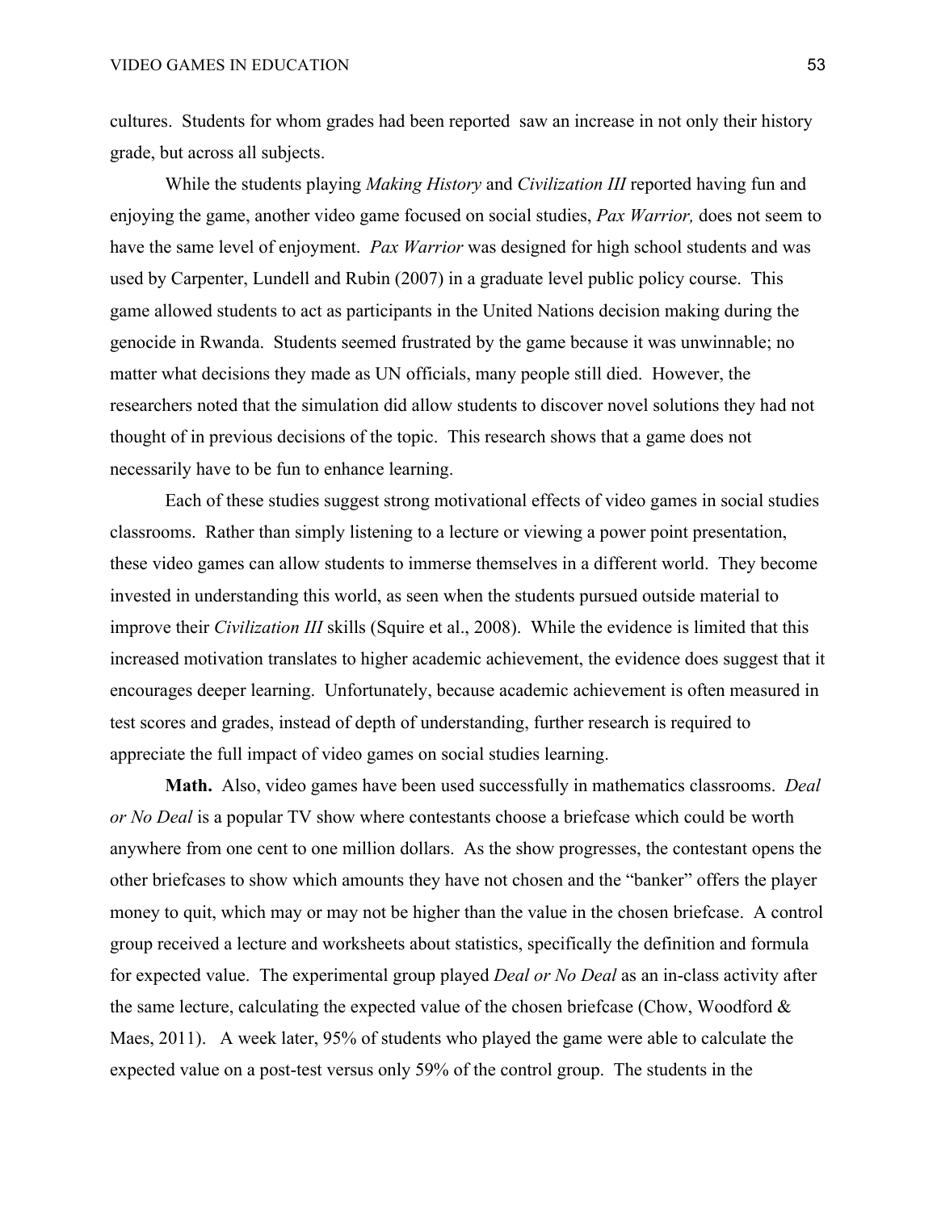cultures. Students for whom grades had been reported saw an increase in not only their history grade, but across all subjects.

While the students playing *Making History* and *Civilization III* reported having fun and enjoying the game, another video game focused on social studies, *Pax Warrior,* does not seem to have the same level of enjoyment. *Pax Warrior* was designed for high school students and was used by Carpenter, Lundell and Rubin (2007) in a graduate level public policy course. This game allowed students to act as participants in the United Nations decision making during the genocide in Rwanda. Students seemed frustrated by the game because it was unwinnable; no matter what decisions they made as UN officials, many people still died. However, the researchers noted that the simulation did allow students to discover novel solutions they had not thought of in previous decisions of the topic. This research shows that a game does not necessarily have to be fun to enhance learning.

Each of these studies suggest strong motivational effects of video games in social studies classrooms. Rather than simply listening to a lecture or viewing a power point presentation, these video games can allow students to immerse themselves in a different world. They become invested in understanding this world, as seen when the students pursued outside material to improve their *Civilization III* skills (Squire et al., 2008). While the evidence is limited that this increased motivation translates to higher academic achievement, the evidence does suggest that it encourages deeper learning. Unfortunately, because academic achievement is often measured in test scores and grades, instead of depth of understanding, further research is required to appreciate the full impact of video games on social studies learning.

**Math.** Also, video games have been used successfully in mathematics classrooms. *Deal or No Deal* is a popular TV show where contestants choose a briefcase which could be worth anywhere from one cent to one million dollars. As the show progresses, the contestant opens the other briefcases to show which amounts they have not chosen and the "banker" offers the player money to quit, which may or may not be higher than the value in the chosen briefcase. A control group received a lecture and worksheets about statistics, specifically the definition and formula for expected value. The experimental group played *Deal or No Deal* as an in-class activity after the same lecture, calculating the expected value of the chosen briefcase (Chow, Woodford & Maes, 2011). A week later, 95% of students who played the game were able to calculate the expected value on a post-test versus only 59% of the control group. The students in the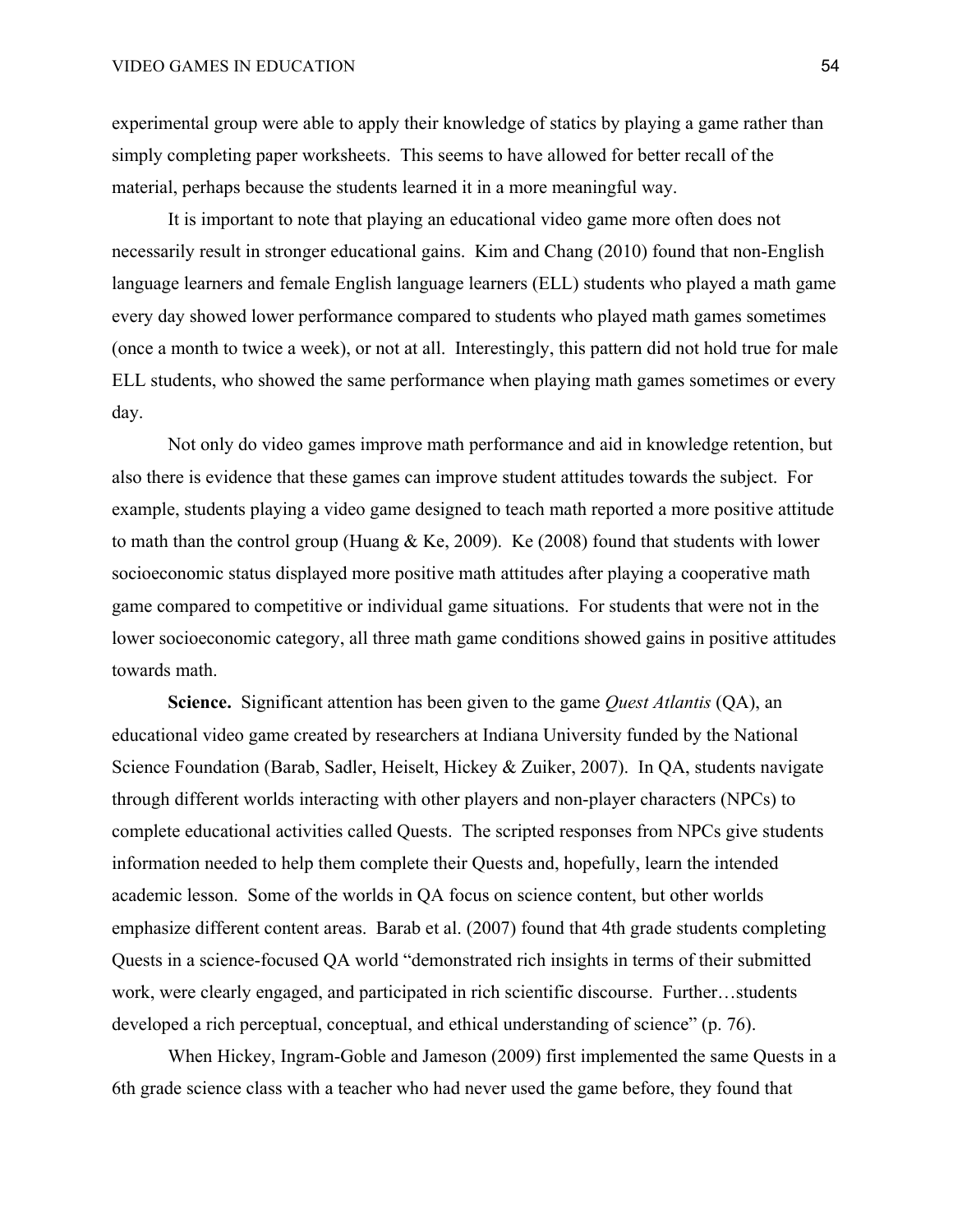experimental group were able to apply their knowledge of statics by playing a game rather than simply completing paper worksheets. This seems to have allowed for better recall of the material, perhaps because the students learned it in a more meaningful way.

It is important to note that playing an educational video game more often does not necessarily result in stronger educational gains. Kim and Chang (2010) found that non-English language learners and female English language learners (ELL) students who played a math game every day showed lower performance compared to students who played math games sometimes (once a month to twice a week), or not at all. Interestingly, this pattern did not hold true for male ELL students, who showed the same performance when playing math games sometimes or every day.

Not only do video games improve math performance and aid in knowledge retention, but also there is evidence that these games can improve student attitudes towards the subject. For example, students playing a video game designed to teach math reported a more positive attitude to math than the control group (Huang & Ke, 2009). Ke (2008) found that students with lower socioeconomic status displayed more positive math attitudes after playing a cooperative math game compared to competitive or individual game situations. For students that were not in the lower socioeconomic category, all three math game conditions showed gains in positive attitudes towards math.

**Science.** Significant attention has been given to the game *Quest Atlantis* (QA), an educational video game created by researchers at Indiana University funded by the National Science Foundation (Barab, Sadler, Heiselt, Hickey & Zuiker, 2007). In QA, students navigate through different worlds interacting with other players and non-player characters (NPCs) to complete educational activities called Quests. The scripted responses from NPCs give students information needed to help them complete their Quests and, hopefully, learn the intended academic lesson. Some of the worlds in QA focus on science content, but other worlds emphasize different content areas. Barab et al. (2007) found that 4th grade students completing Quests in a science-focused QA world "demonstrated rich insights in terms of their submitted work, were clearly engaged, and participated in rich scientific discourse. Further…students developed a rich perceptual, conceptual, and ethical understanding of science" (p. 76).

When Hickey, Ingram-Goble and Jameson (2009) first implemented the same Quests in a 6th grade science class with a teacher who had never used the game before, they found that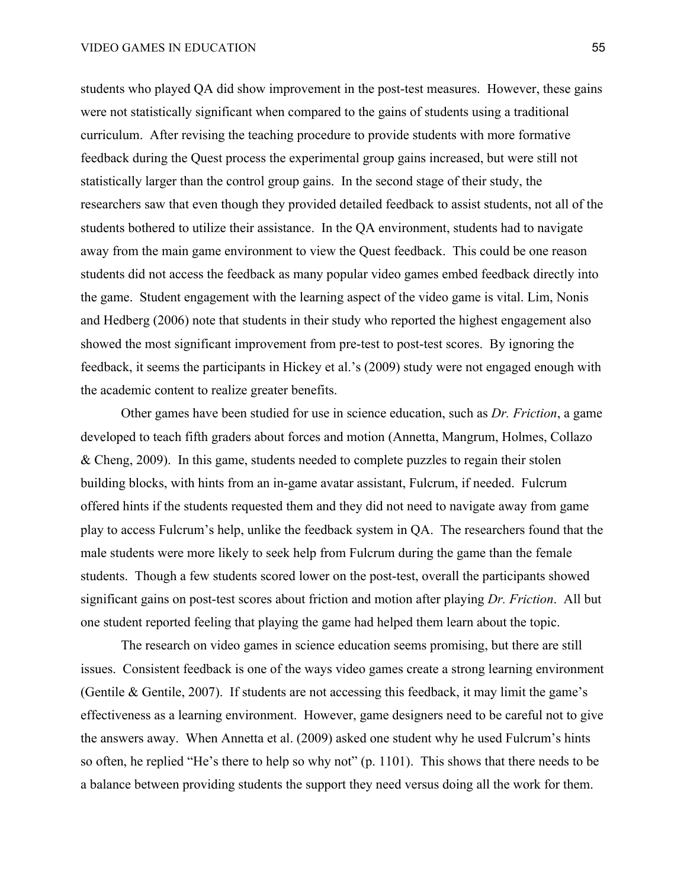students who played QA did show improvement in the post-test measures. However, these gains were not statistically significant when compared to the gains of students using a traditional curriculum. After revising the teaching procedure to provide students with more formative feedback during the Quest process the experimental group gains increased, but were still not statistically larger than the control group gains. In the second stage of their study, the researchers saw that even though they provided detailed feedback to assist students, not all of the students bothered to utilize their assistance. In the QA environment, students had to navigate away from the main game environment to view the Quest feedback. This could be one reason students did not access the feedback as many popular video games embed feedback directly into the game. Student engagement with the learning aspect of the video game is vital. Lim, Nonis and Hedberg (2006) note that students in their study who reported the highest engagement also showed the most significant improvement from pre-test to post-test scores. By ignoring the feedback, it seems the participants in Hickey et al.'s (2009) study were not engaged enough with the academic content to realize greater benefits.

Other games have been studied for use in science education, such as *Dr. Friction*, a game developed to teach fifth graders about forces and motion (Annetta, Mangrum, Holmes, Collazo & Cheng, 2009). In this game, students needed to complete puzzles to regain their stolen building blocks, with hints from an in-game avatar assistant, Fulcrum, if needed. Fulcrum offered hints if the students requested them and they did not need to navigate away from game play to access Fulcrum's help, unlike the feedback system in QA. The researchers found that the male students were more likely to seek help from Fulcrum during the game than the female students. Though a few students scored lower on the post-test, overall the participants showed significant gains on post-test scores about friction and motion after playing *Dr. Friction*. All but one student reported feeling that playing the game had helped them learn about the topic.

The research on video games in science education seems promising, but there are still issues. Consistent feedback is one of the ways video games create a strong learning environment (Gentile & Gentile, 2007). If students are not accessing this feedback, it may limit the game's effectiveness as a learning environment. However, game designers need to be careful not to give the answers away. When Annetta et al. (2009) asked one student why he used Fulcrum's hints so often, he replied "He's there to help so why not" (p. 1101). This shows that there needs to be a balance between providing students the support they need versus doing all the work for them.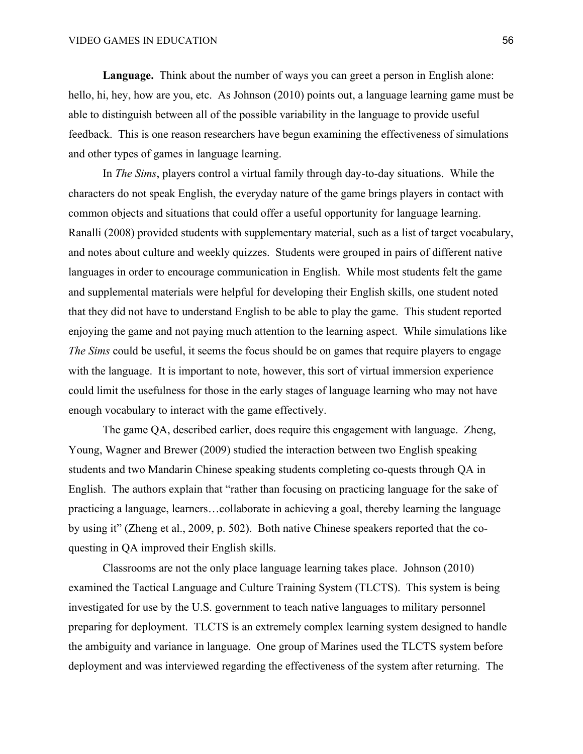**Language.** Think about the number of ways you can greet a person in English alone: hello, hi, hey, how are you, etc. As Johnson (2010) points out, a language learning game must be able to distinguish between all of the possible variability in the language to provide useful feedback. This is one reason researchers have begun examining the effectiveness of simulations and other types of games in language learning.

In *The Sims*, players control a virtual family through day-to-day situations. While the characters do not speak English, the everyday nature of the game brings players in contact with common objects and situations that could offer a useful opportunity for language learning. Ranalli (2008) provided students with supplementary material, such as a list of target vocabulary, and notes about culture and weekly quizzes. Students were grouped in pairs of different native languages in order to encourage communication in English. While most students felt the game and supplemental materials were helpful for developing their English skills, one student noted that they did not have to understand English to be able to play the game. This student reported enjoying the game and not paying much attention to the learning aspect. While simulations like *The Sims* could be useful, it seems the focus should be on games that require players to engage with the language. It is important to note, however, this sort of virtual immersion experience could limit the usefulness for those in the early stages of language learning who may not have enough vocabulary to interact with the game effectively.

The game QA, described earlier, does require this engagement with language. Zheng, Young, Wagner and Brewer (2009) studied the interaction between two English speaking students and two Mandarin Chinese speaking students completing co-quests through QA in English. The authors explain that "rather than focusing on practicing language for the sake of practicing a language, learners…collaborate in achieving a goal, thereby learning the language by using it" (Zheng et al., 2009, p. 502). Both native Chinese speakers reported that the co-questing in QA improved their English skills.

Classrooms are not the only place language learning takes place. Johnson (2010) examined the Tactical Language and Culture Training System (TLCTS). This system is being investigated for use by the U.S. government to teach native languages to military personnel preparing for deployment. TLCTS is an extremely complex learning system designed to handle the ambiguity and variance in language. One group of Marines used the TLCTS system before deployment and was interviewed regarding the effectiveness of the system after returning. The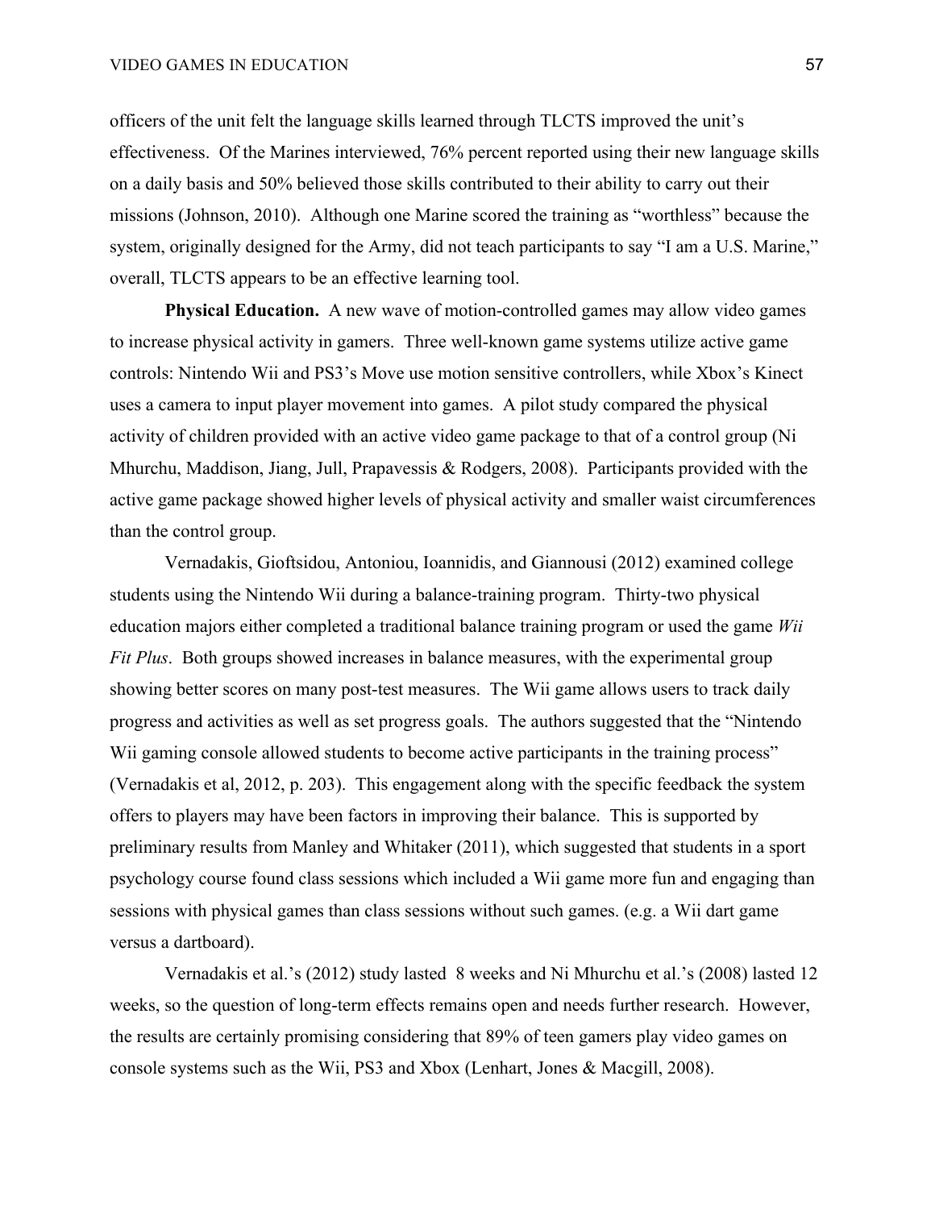officers of the unit felt the language skills learned through TLCTS improved the unit's effectiveness. Of the Marines interviewed, 76% percent reported using their new language skills on a daily basis and 50% believed those skills contributed to their ability to carry out their missions (Johnson, 2010). Although one Marine scored the training as "worthless" because the system, originally designed for the Army, did not teach participants to say "I am a U.S. Marine," overall, TLCTS appears to be an effective learning tool.

**Physical Education.** A new wave of motion-controlled games may allow video games to increase physical activity in gamers. Three well-known game systems utilize active game controls: Nintendo Wii and PS3's Move use motion sensitive controllers, while Xbox's Kinect uses a camera to input player movement into games. A pilot study compared the physical activity of children provided with an active video game package to that of a control group (Ni Mhurchu, Maddison, Jiang, Jull, Prapavessis & Rodgers, 2008). Participants provided with the active game package showed higher levels of physical activity and smaller waist circumferences than the control group.

Vernadakis, Gioftsidou, Antoniou, Ioannidis, and Giannousi (2012) examined college students using the Nintendo Wii during a balance-training program. Thirty-two physical education majors either completed a traditional balance training program or used the game *Wii Fit Plus*. Both groups showed increases in balance measures, with the experimental group showing better scores on many post-test measures. The Wii game allows users to track daily progress and activities as well as set progress goals. The authors suggested that the "Nintendo Wii gaming console allowed students to become active participants in the training process" (Vernadakis et al, 2012, p. 203). This engagement along with the specific feedback the system offers to players may have been factors in improving their balance. This is supported by preliminary results from Manley and Whitaker (2011), which suggested that students in a sport psychology course found class sessions which included a Wii game more fun and engaging than sessions with physical games than class sessions without such games. (e.g. a Wii dart game versus a dartboard).

Vernadakis et al.'s (2012) study lasted 8 weeks and Ni Mhurchu et al.'s (2008) lasted 12 weeks, so the question of long-term effects remains open and needs further research. However, the results are certainly promising considering that 89% of teen gamers play video games on console systems such as the Wii, PS3 and Xbox (Lenhart, Jones & Macgill, 2008).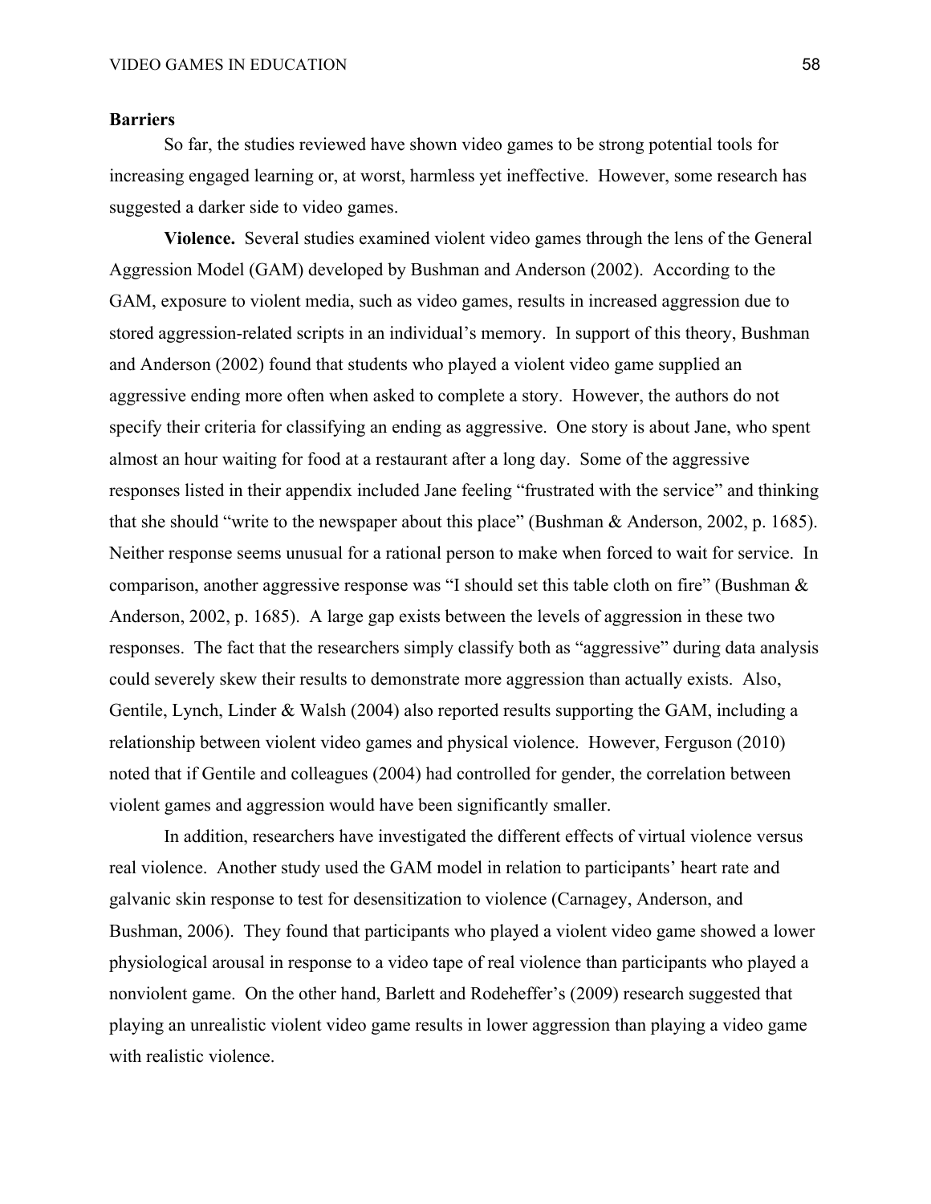**Barriers**

So far, the studies reviewed have shown video games to be strong potential tools for increasing engaged learning or, at worst, harmless yet ineffective. However, some research has suggested a darker side to video games.

**Violence.** Several studies examined violent video games through the lens of the General Aggression Model (GAM) developed by Bushman and Anderson (2002). According to the GAM, exposure to violent media, such as video games, results in increased aggression due to stored aggression-related scripts in an individual's memory. In support of this theory, Bushman and Anderson (2002) found that students who played a violent video game supplied an aggressive ending more often when asked to complete a story. However, the authors do not specify their criteria for classifying an ending as aggressive. One story is about Jane, who spent almost an hour waiting for food at a restaurant after a long day. Some of the aggressive responses listed in their appendix included Jane feeling "frustrated with the service" and thinking that she should "write to the newspaper about this place" (Bushman & Anderson, 2002, p. 1685). Neither response seems unusual for a rational person to make when forced to wait for service. In comparison, another aggressive response was "I should set this table cloth on fire" (Bushman & Anderson, 2002, p. 1685). A large gap exists between the levels of aggression in these two responses. The fact that the researchers simply classify both as "aggressive" during data analysis could severely skew their results to demonstrate more aggression than actually exists. Also, Gentile, Lynch, Linder & Walsh (2004) also reported results supporting the GAM, including a relationship between violent video games and physical violence. However, Ferguson (2010) noted that if Gentile and colleagues (2004) had controlled for gender, the correlation between violent games and aggression would have been significantly smaller.

In addition, researchers have investigated the different effects of virtual violence versus real violence. Another study used the GAM model in relation to participants' heart rate and galvanic skin response to test for desensitization to violence (Carnagey, Anderson, and Bushman, 2006). They found that participants who played a violent video game showed a lower physiological arousal in response to a video tape of real violence than participants who played a nonviolent game. On the other hand, Barlett and Rodeheffer's (2009) research suggested that playing an unrealistic violent video game results in lower aggression than playing a video game with realistic violence.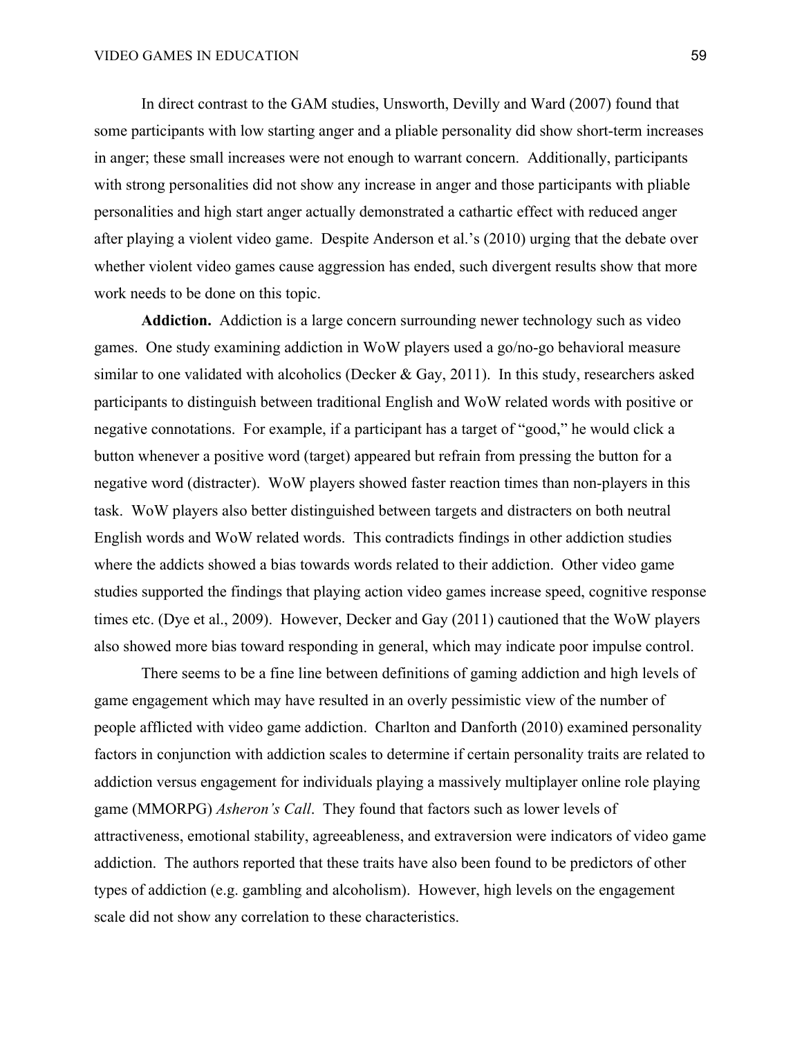In direct contrast to the GAM studies, Unsworth, Devilly and Ward (2007) found that some participants with low starting anger and a pliable personality did show short-term increases in anger; these small increases were not enough to warrant concern. Additionally, participants with strong personalities did not show any increase in anger and those participants with pliable personalities and high start anger actually demonstrated a cathartic effect with reduced anger after playing a violent video game. Despite Anderson et al.'s (2010) urging that the debate over whether violent video games cause aggression has ended, such divergent results show that more work needs to be done on this topic.

**Addiction.** Addiction is a large concern surrounding newer technology such as video games. One study examining addiction in WoW players used a go/no-go behavioral measure similar to one validated with alcoholics (Decker & Gay, 2011). In this study, researchers asked participants to distinguish between traditional English and WoW related words with positive or negative connotations. For example, if a participant has a target of "good," he would click a button whenever a positive word (target) appeared but refrain from pressing the button for a negative word (distracter). WoW players showed faster reaction times than non-players in this task. WoW players also better distinguished between targets and distracters on both neutral English words and WoW related words. This contradicts findings in other addiction studies where the addicts showed a bias towards words related to their addiction. Other video game studies supported the findings that playing action video games increase speed, cognitive response times etc. (Dye et al., 2009). However, Decker and Gay (2011) cautioned that the WoW players also showed more bias toward responding in general, which may indicate poor impulse control.

There seems to be a fine line between definitions of gaming addiction and high levels of game engagement which may have resulted in an overly pessimistic view of the number of people afflicted with video game addiction. Charlton and Danforth (2010) examined personality factors in conjunction with addiction scales to determine if certain personality traits are related to addiction versus engagement for individuals playing a massively multiplayer online role playing game (MMORPG) *Asheron's Call*. They found that factors such as lower levels of attractiveness, emotional stability, agreeableness, and extraversion were indicators of video game addiction. The authors reported that these traits have also been found to be predictors of other types of addiction (e.g. gambling and alcoholism). However, high levels on the engagement scale did not show any correlation to these characteristics.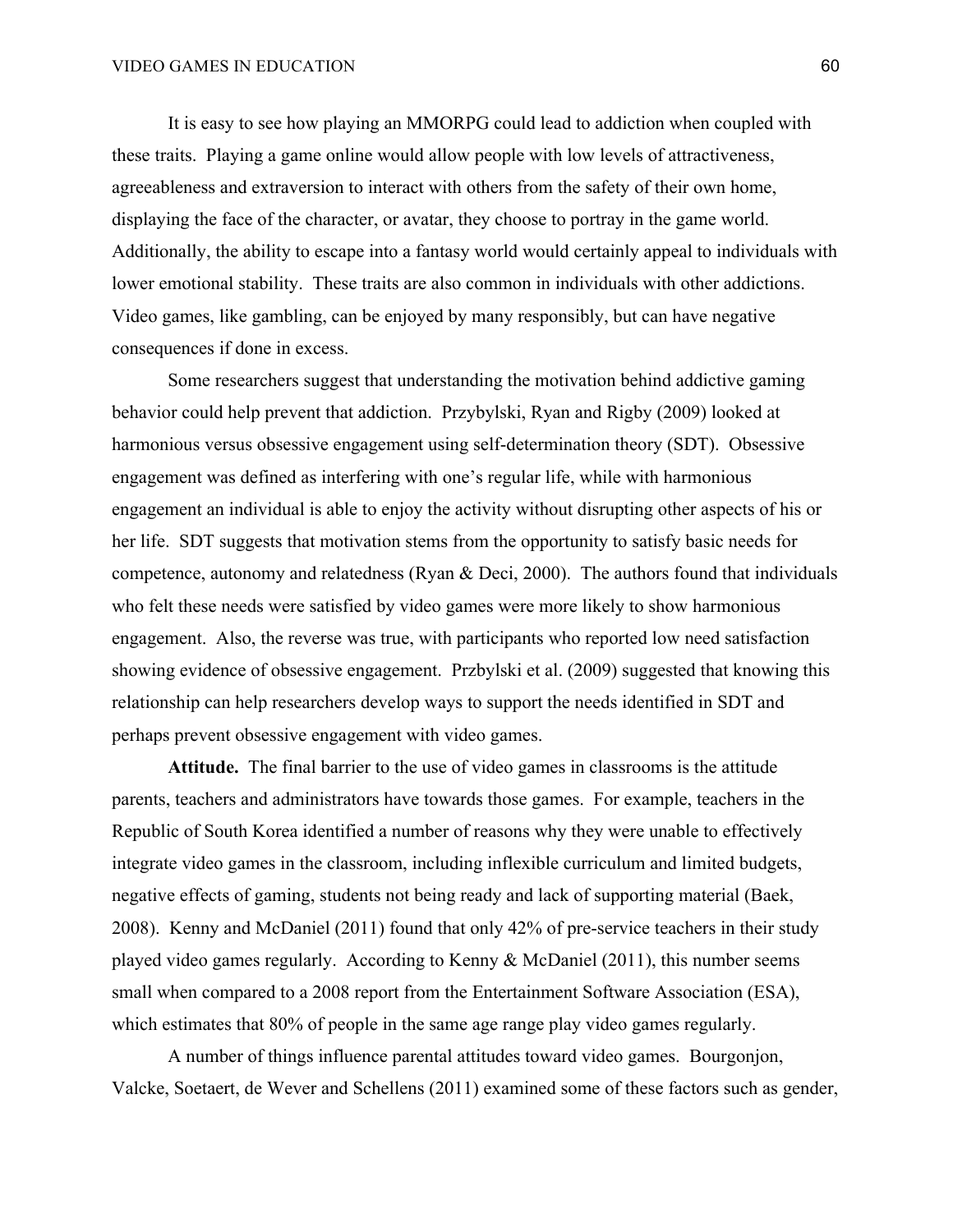It is easy to see how playing an MMORPG could lead to addiction when coupled with these traits. Playing a game online would allow people with low levels of attractiveness, agreeableness and extraversion to interact with others from the safety of their own home, displaying the face of the character, or avatar, they choose to portray in the game world. Additionally, the ability to escape into a fantasy world would certainly appeal to individuals with lower emotional stability. These traits are also common in individuals with other addictions. Video games, like gambling, can be enjoyed by many responsibly, but can have negative consequences if done in excess.

Some researchers suggest that understanding the motivation behind addictive gaming behavior could help prevent that addiction. Przybylski, Ryan and Rigby (2009) looked at harmonious versus obsessive engagement using self-determination theory (SDT). Obsessive engagement was defined as interfering with one's regular life, while with harmonious engagement an individual is able to enjoy the activity without disrupting other aspects of his or her life. SDT suggests that motivation stems from the opportunity to satisfy basic needs for competence, autonomy and relatedness (Ryan & Deci, 2000). The authors found that individuals who felt these needs were satisfied by video games were more likely to show harmonious engagement. Also, the reverse was true, with participants who reported low need satisfaction showing evidence of obsessive engagement. Przbylski et al. (2009) suggested that knowing this relationship can help researchers develop ways to support the needs identified in SDT and perhaps prevent obsessive engagement with video games.

**Attitude.** The final barrier to the use of video games in classrooms is the attitude parents, teachers and administrators have towards those games. For example, teachers in the Republic of South Korea identified a number of reasons why they were unable to effectively integrate video games in the classroom, including inflexible curriculum and limited budgets, negative effects of gaming, students not being ready and lack of supporting material (Baek, 2008). Kenny and McDaniel (2011) found that only 42% of pre-service teachers in their study played video games regularly. According to Kenny & McDaniel (2011), this number seems small when compared to a 2008 report from the Entertainment Software Association (ESA), which estimates that 80% of people in the same age range play video games regularly.

A number of things influence parental attitudes toward video games. Bourgonjon, Valcke, Soetaert, de Wever and Schellens (2011) examined some of these factors such as gender,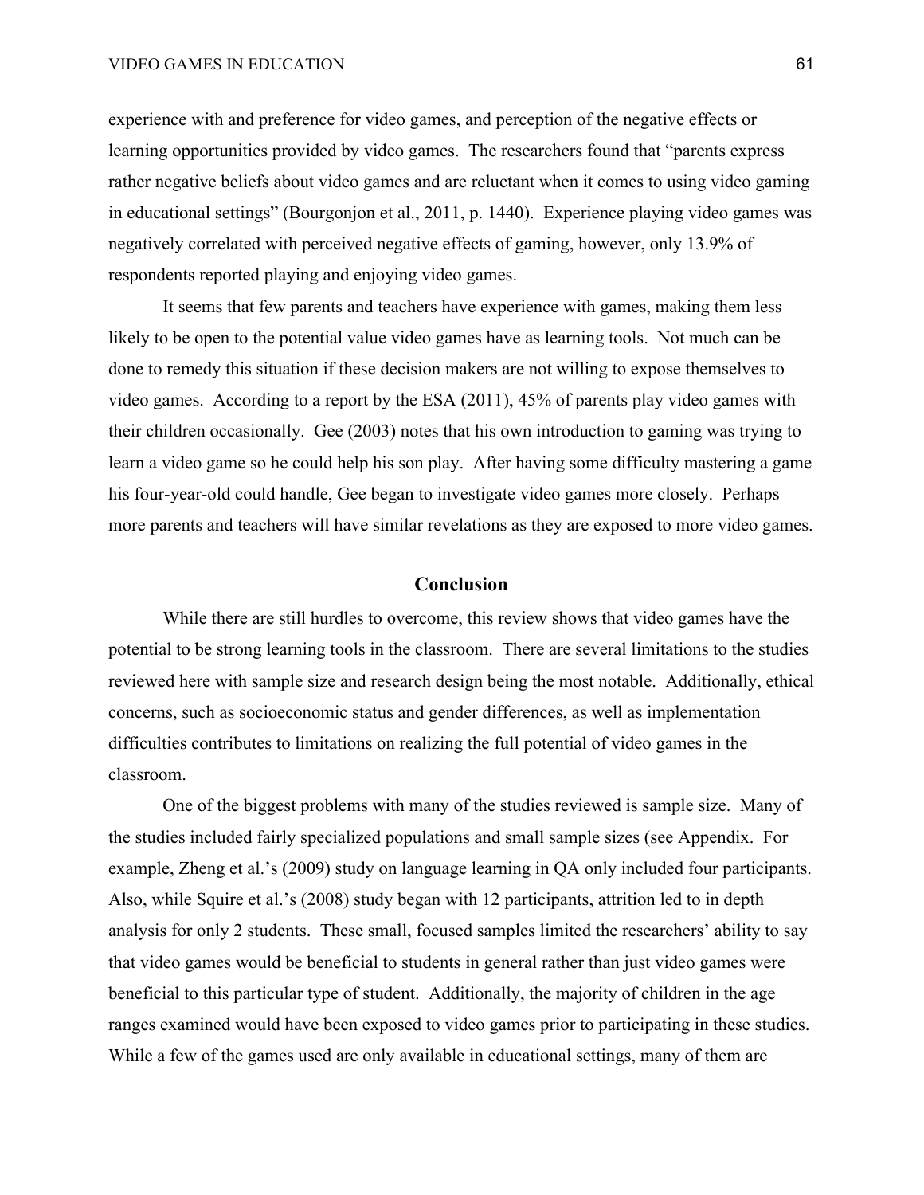experience with and preference for video games, and perception of the negative effects or learning opportunities provided by video games. The researchers found that "parents express rather negative beliefs about video games and are reluctant when it comes to using video gaming in educational settings" (Bourgonjon et al., 2011, p. 1440). Experience playing video games was negatively correlated with perceived negative effects of gaming, however, only 13.9% of respondents reported playing and enjoying video games.

It seems that few parents and teachers have experience with games, making them less likely to be open to the potential value video games have as learning tools. Not much can be done to remedy this situation if these decision makers are not willing to expose themselves to video games. According to a report by the ESA (2011), 45% of parents play video games with their children occasionally. Gee (2003) notes that his own introduction to gaming was trying to learn a video game so he could help his son play. After having some difficulty mastering a game his four-year-old could handle, Gee began to investigate video games more closely. Perhaps more parents and teachers will have similar revelations as they are exposed to more video games.

## Conclusion

While there are still hurdles to overcome, this review shows that video games have the potential to be strong learning tools in the classroom. There are several limitations to the studies reviewed here with sample size and research design being the most notable. Additionally, ethical concerns, such as socioeconomic status and gender differences, as well as implementation difficulties contributes to limitations on realizing the full potential of video games in the classroom.

One of the biggest problems with many of the studies reviewed is sample size. Many of the studies included fairly specialized populations and small sample sizes (see Appendix. For example, Zheng et al.'s (2009) study on language learning in QA only included four participants. Also, while Squire et al.'s (2008) study began with 12 participants, attrition led to in depth analysis for only 2 students. These small, focused samples limited the researchers' ability to say that video games would be beneficial to students in general rather than just video games were beneficial to this particular type of student. Additionally, the majority of children in the age ranges examined would have been exposed to video games prior to participating in these studies. While a few of the games used are only available in educational settings, many of them are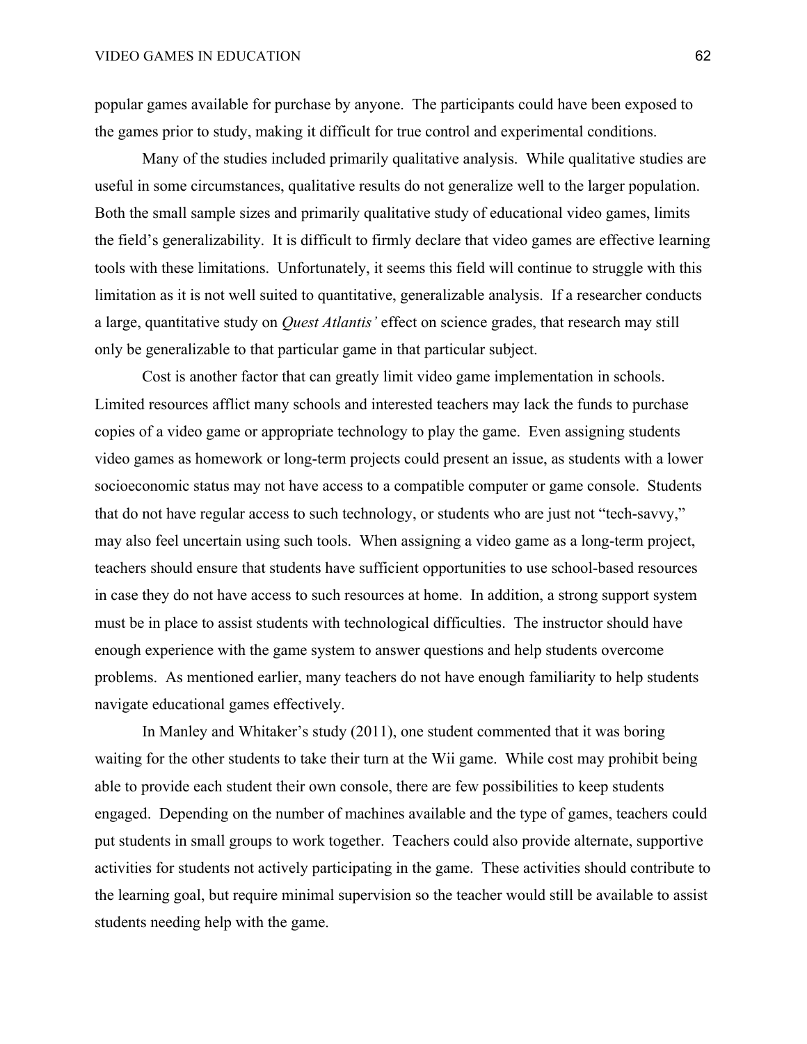popular games available for purchase by anyone. The participants could have been exposed to the games prior to study, making it difficult for true control and experimental conditions.

Many of the studies included primarily qualitative analysis. While qualitative studies are useful in some circumstances, qualitative results do not generalize well to the larger population. Both the small sample sizes and primarily qualitative study of educational video games, limits the field's generalizability. It is difficult to firmly declare that video games are effective learning tools with these limitations. Unfortunately, it seems this field will continue to struggle with this limitation as it is not well suited to quantitative, generalizable analysis. If a researcher conducts a large, quantitative study on *Quest Atlantis'* effect on science grades, that research may still only be generalizable to that particular game in that particular subject.

Cost is another factor that can greatly limit video game implementation in schools. Limited resources afflict many schools and interested teachers may lack the funds to purchase copies of a video game or appropriate technology to play the game. Even assigning students video games as homework or long-term projects could present an issue, as students with a lower socioeconomic status may not have access to a compatible computer or game console. Students that do not have regular access to such technology, or students who are just not "tech-savvy," may also feel uncertain using such tools. When assigning a video game as a long-term project, teachers should ensure that students have sufficient opportunities to use school-based resources in case they do not have access to such resources at home. In addition, a strong support system must be in place to assist students with technological difficulties. The instructor should have enough experience with the game system to answer questions and help students overcome problems. As mentioned earlier, many teachers do not have enough familiarity to help students navigate educational games effectively.

In Manley and Whitaker's study (2011), one student commented that it was boring waiting for the other students to take their turn at the Wii game. While cost may prohibit being able to provide each student their own console, there are few possibilities to keep students engaged. Depending on the number of machines available and the type of games, teachers could put students in small groups to work together. Teachers could also provide alternate, supportive activities for students not actively participating in the game. These activities should contribute to the learning goal, but require minimal supervision so the teacher would still be available to assist students needing help with the game.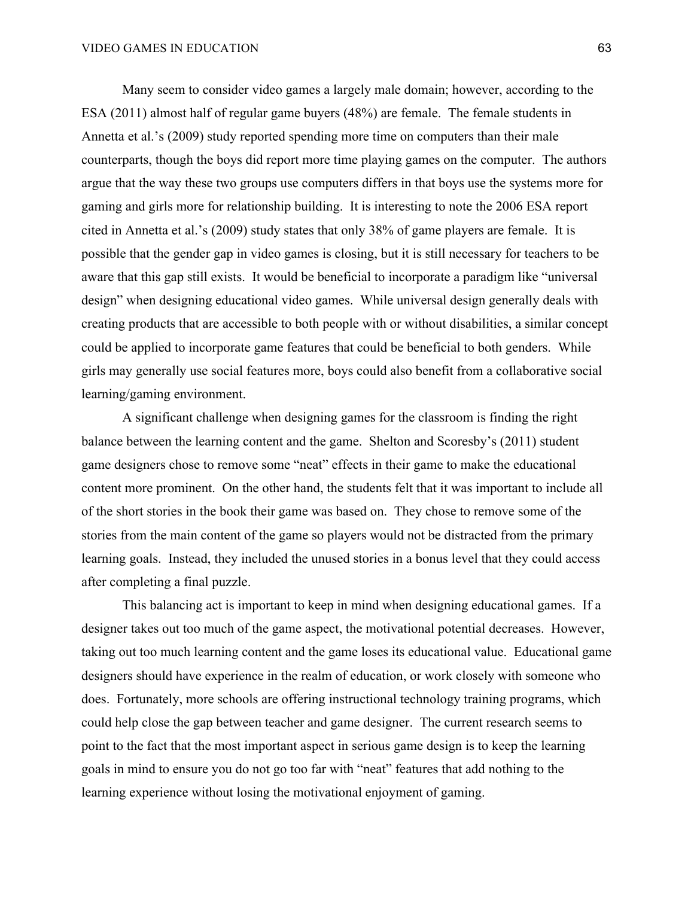Many seem to consider video games a largely male domain; however, according to the ESA (2011) almost half of regular game buyers (48%) are female. The female students in Annetta et al.'s (2009) study reported spending more time on computers than their male counterparts, though the boys did report more time playing games on the computer. The authors argue that the way these two groups use computers differs in that boys use the systems more for gaming and girls more for relationship building. It is interesting to note the 2006 ESA report cited in Annetta et al.'s (2009) study states that only 38% of game players are female. It is possible that the gender gap in video games is closing, but it is still necessary for teachers to be aware that this gap still exists. It would be beneficial to incorporate a paradigm like "universal design" when designing educational video games. While universal design generally deals with creating products that are accessible to both people with or without disabilities, a similar concept could be applied to incorporate game features that could be beneficial to both genders. While girls may generally use social features more, boys could also benefit from a collaborative social learning/gaming environment.

A significant challenge when designing games for the classroom is finding the right balance between the learning content and the game. Shelton and Scoresby's (2011) student game designers chose to remove some "neat" effects in their game to make the educational content more prominent. On the other hand, the students felt that it was important to include all of the short stories in the book their game was based on. They chose to remove some of the stories from the main content of the game so players would not be distracted from the primary learning goals. Instead, they included the unused stories in a bonus level that they could access after completing a final puzzle.

This balancing act is important to keep in mind when designing educational games. If a designer takes out too much of the game aspect, the motivational potential decreases. However, taking out too much learning content and the game loses its educational value. Educational game designers should have experience in the realm of education, or work closely with someone who does. Fortunately, more schools are offering instructional technology training programs, which could help close the gap between teacher and game designer. The current research seems to point to the fact that the most important aspect in serious game design is to keep the learning goals in mind to ensure you do not go too far with "neat" features that add nothing to the learning experience without losing the motivational enjoyment of gaming.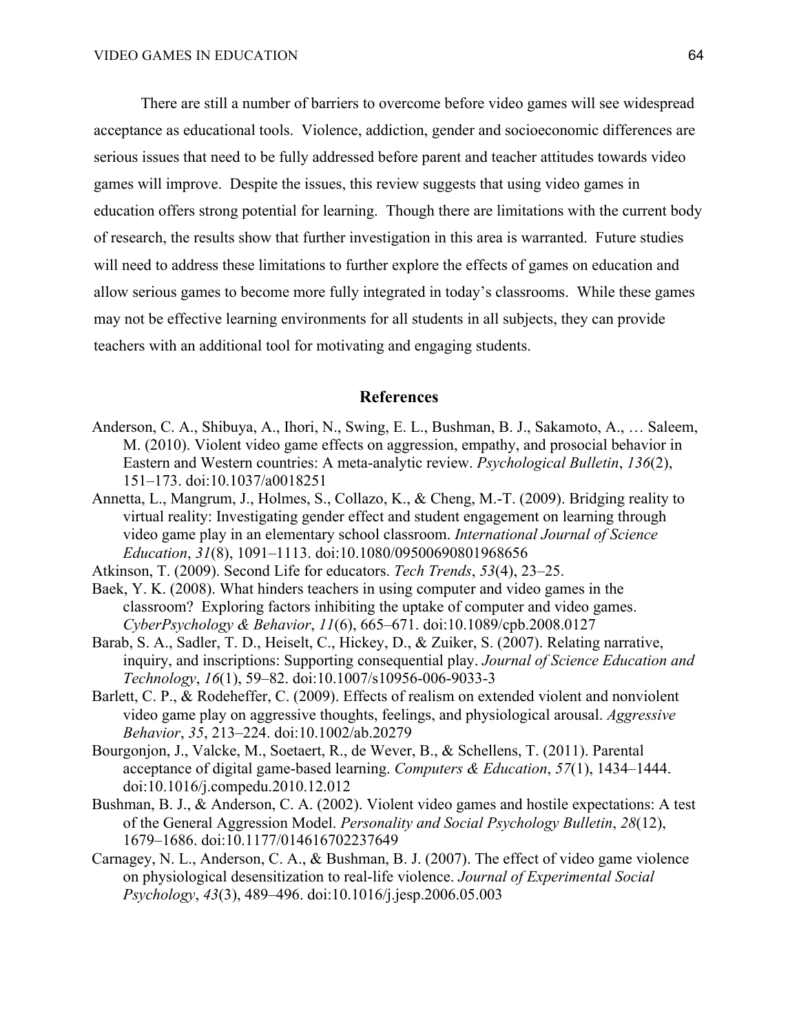There are still a number of barriers to overcome before video games will see widespread acceptance as educational tools. Violence, addiction, gender and socioeconomic differences are serious issues that need to be fully addressed before parent and teacher attitudes towards video games will improve. Despite the issues, this review suggests that using video games in education offers strong potential for learning. Though there are limitations with the current body of research, the results show that further investigation in this area is warranted. Future studies will need to address these limitations to further explore the effects of games on education and allow serious games to become more fully integrated in today's classrooms. While these games may not be effective learning environments for all students in all subjects, they can provide teachers with an additional tool for motivating and engaging students.

## References

Anderson, C. A., Shibuya, A., Ihori, N., Swing, E. L., Bushman, B. J., Sakamoto, A., … Saleem, M. (2010). Violent video game effects on aggression, empathy, and prosocial behavior in Eastern and Western countries: A meta-analytic review. *Psychological Bulletin*, *136*(2), 151–173. doi:10.1037/a0018251

Annetta, L., Mangrum, J., Holmes, S., Collazo, K., & Cheng, M.-T. (2009). Bridging reality to virtual reality: Investigating gender effect and student engagement on learning through video game play in an elementary school classroom. *International Journal of Science Education*, *31*(8), 1091–1113. doi:10.1080/09500690801968656

Atkinson, T. (2009). Second Life for educators. *Tech Trends*, *53*(4), 23–25.

Baek, Y. K. (2008). What hinders teachers in using computer and video games in the classroom? Exploring factors inhibiting the uptake of computer and video games. *CyberPsychology & Behavior*, *11*(6), 665–671. doi:10.1089/cpb.2008.0127

Barab, S. A., Sadler, T. D., Heiselt, C., Hickey, D., & Zuiker, S. (2007). Relating narrative, inquiry, and inscriptions: Supporting consequential play. *Journal of Science Education and Technology*, *16*(1), 59–82. doi:10.1007/s10956-006-9033-3

Barlett, C. P., & Rodeheffer, C. (2009). Effects of realism on extended violent and nonviolent video game play on aggressive thoughts, feelings, and physiological arousal. *Aggressive Behavior*, *35*, 213–224. doi:10.1002/ab.20279

Bourgonjon, J., Valcke, M., Soetaert, R., de Wever, B., & Schellens, T. (2011). Parental acceptance of digital game-based learning. *Computers & Education*, *57*(1), 1434–1444. doi:10.1016/j.compedu.2010.12.012

Bushman, B. J., & Anderson, C. A. (2002). Violent video games and hostile expectations: A test of the General Aggression Model. *Personality and Social Psychology Bulletin*, *28*(12), 1679–1686. doi:10.1177/014616702237649

Carnagey, N. L., Anderson, C. A., & Bushman, B. J. (2007). The effect of video game violence on physiological desensitization to real-life violence. *Journal of Experimental Social Psychology*, *43*(3), 489–496. doi:10.1016/j.jesp.2006.05.003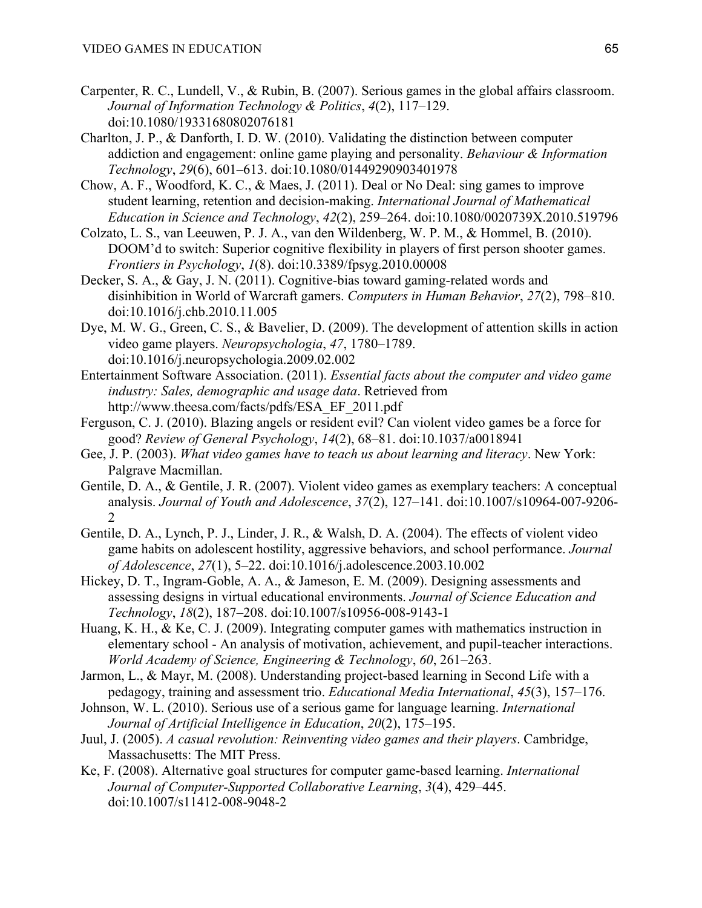Carpenter, R. C., Lundell, V., & Rubin, B. (2007). Serious games in the global affairs classroom. *Journal of Information Technology & Politics*, *4*(2), 117–129. doi:10.1080/19331680802076181

Charlton, J. P., & Danforth, I. D. W. (2010). Validating the distinction between computer addiction and engagement: online game playing and personality. *Behaviour & Information Technology*, *29*(6), 601–613. doi:10.1080/01449290903401978

Chow, A. F., Woodford, K. C., & Maes, J. (2011). Deal or No Deal: sing games to improve student learning, retention and decision-making. *International Journal of Mathematical Education in Science and Technology*, *42*(2), 259–264. doi:10.1080/0020739X.2010.519796

Colzato, L. S., van Leeuwen, P. J. A., van den Wildenberg, W. P. M., & Hommel, B. (2010). DOOM'd to switch: Superior cognitive flexibility in players of first person shooter games. *Frontiers in Psychology*, *1*(8). doi:10.3389/fpsyg.2010.00008

Decker, S. A., & Gay, J. N. (2011). Cognitive-bias toward gaming-related words and disinhibition in World of Warcraft gamers. *Computers in Human Behavior*, *27*(2), 798–810. doi:10.1016/j.chb.2010.11.005

Dye, M. W. G., Green, C. S., & Bavelier, D. (2009). The development of attention skills in action video game players. *Neuropsychologia*, *47*, 1780–1789. doi:10.1016/j.neuropsychologia.2009.02.002

Entertainment Software Association. (2011). *Essential facts about the computer and video game industry: Sales, demographic and usage data*. Retrieved from http://www.theesa.com/facts/pdfs/ESA_EF_2011.pdf

Ferguson, C. J. (2010). Blazing angels or resident evil? Can violent video games be a force for good? *Review of General Psychology*, *14*(2), 68–81. doi:10.1037/a0018941

Gee, J. P. (2003). *What video games have to teach us about learning and literacy*. New York: Palgrave Macmillan.

Gentile, D. A., & Gentile, J. R. (2007). Violent video games as exemplary teachers: A conceptual analysis. *Journal of Youth and Adolescence*, *37*(2), 127–141. doi:10.1007/s10964-007-9206-2

Gentile, D. A., Lynch, P. J., Linder, J. R., & Walsh, D. A. (2004). The effects of violent video game habits on adolescent hostility, aggressive behaviors, and school performance. *Journal of Adolescence*, *27*(1), 5–22. doi:10.1016/j.adolescence.2003.10.002

Hickey, D. T., Ingram-Goble, A. A., & Jameson, E. M. (2009). Designing assessments and assessing designs in virtual educational environments. *Journal of Science Education and Technology*, *18*(2), 187–208. doi:10.1007/s10956-008-9143-1

Huang, K. H., & Ke, C. J. (2009). Integrating computer games with mathematics instruction in elementary school - An analysis of motivation, achievement, and pupil-teacher interactions. *World Academy of Science, Engineering & Technology*, *60*, 261–263.

Jarmon, L., & Mayr, M. (2008). Understanding project-based learning in Second Life with a pedagogy, training and assessment trio. *Educational Media International*, *45*(3), 157–176.

Johnson, W. L. (2010). Serious use of a serious game for language learning. *International Journal of Artificial Intelligence in Education*, *20*(2), 175–195.

Juul, J. (2005). *A casual revolution: Reinventing video games and their players*. Cambridge, Massachusetts: The MIT Press.

Ke, F. (2008). Alternative goal structures for computer game-based learning. *International Journal of Computer-Supported Collaborative Learning*, *3*(4), 429–445. doi:10.1007/s11412-008-9048-2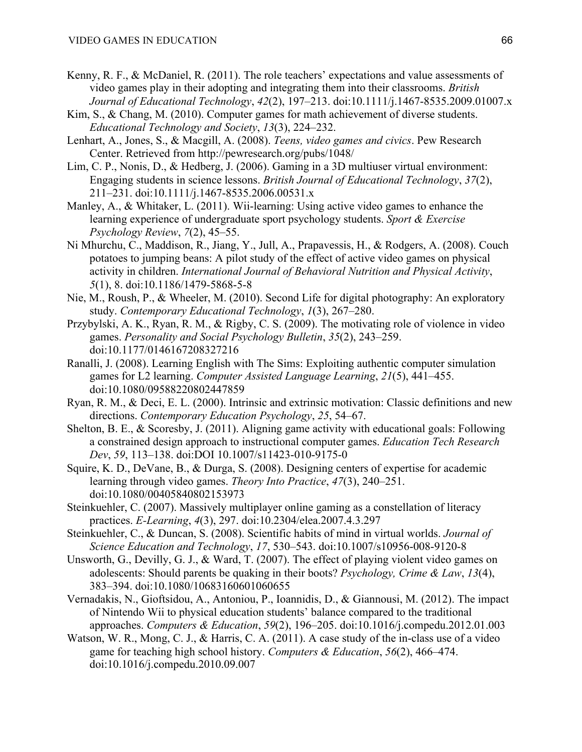Kenny, R. F., & McDaniel, R. (2011). The role teachers' expectations and value assessments of video games play in their adopting and integrating them into their classrooms. *British Journal of Educational Technology*, *42*(2), 197–213. doi:10.1111/j.1467-8535.2009.01007.x

Kim, S., & Chang, M. (2010). Computer games for math achievement of diverse students. *Educational Technology and Society*, *13*(3), 224–232.

Lenhart, A., Jones, S., & Macgill, A. (2008). *Teens, video games and civics*. Pew Research Center. Retrieved from http://pewresearch.org/pubs/1048/

Lim, C. P., Nonis, D., & Hedberg, J. (2006). Gaming in a 3D multiuser virtual environment: Engaging students in science lessons. *British Journal of Educational Technology*, *37*(2), 211–231. doi:10.1111/j.1467-8535.2006.00531.x

Manley, A., & Whitaker, L. (2011). Wii-learning: Using active video games to enhance the learning experience of undergraduate sport psychology students. *Sport & Exercise Psychology Review*, *7*(2), 45–55.

Ni Mhurchu, C., Maddison, R., Jiang, Y., Jull, A., Prapavessis, H., & Rodgers, A. (2008). Couch potatoes to jumping beans: A pilot study of the effect of active video games on physical activity in children. *International Journal of Behavioral Nutrition and Physical Activity*, *5*(1), 8. doi:10.1186/1479-5868-5-8

Nie, M., Roush, P., & Wheeler, M. (2010). Second Life for digital photography: An exploratory study. *Contemporary Educational Technology*, *1*(3), 267–280.

Przybylski, A. K., Ryan, R. M., & Rigby, C. S. (2009). The motivating role of violence in video games. *Personality and Social Psychology Bulletin*, *35*(2), 243–259. doi:10.1177/0146167208327216

Ranalli, J. (2008). Learning English with The Sims: Exploiting authentic computer simulation games for L2 learning. *Computer Assisted Language Learning*, *21*(5), 441–455. doi:10.1080/09588220802447859

Ryan, R. M., & Deci, E. L. (2000). Intrinsic and extrinsic motivation: Classic definitions and new directions. *Contemporary Education Psychology*, *25*, 54–67.

Shelton, B. E., & Scoresby, J. (2011). Aligning game activity with educational goals: Following a constrained design approach to instructional computer games. *Education Tech Research Dev*, *59*, 113–138. doi:DOI 10.1007/s11423-010-9175-0

Squire, K. D., DeVane, B., & Durga, S. (2008). Designing centers of expertise for academic learning through video games. *Theory Into Practice*, *47*(3), 240–251. doi:10.1080/00405840802153973

Steinkuehler, C. (2007). Massively multiplayer online gaming as a constellation of literacy practices. *E-Learning*, *4*(3), 297. doi:10.2304/elea.2007.4.3.297

Steinkuehler, C., & Duncan, S. (2008). Scientific habits of mind in virtual worlds. *Journal of Science Education and Technology*, *17*, 530–543. doi:10.1007/s10956-008-9120-8

Unsworth, G., Devilly, G. J., & Ward, T. (2007). The effect of playing violent video games on adolescents: Should parents be quaking in their boots? *Psychology, Crime & Law*, *13*(4), 383–394. doi:10.1080/10683160601060655

Vernadakis, N., Gioftsidou, A., Antoniou, P., Ioannidis, D., & Giannousi, M. (2012). The impact of Nintendo Wii to physical education students' balance compared to the traditional approaches. *Computers & Education*, *59*(2), 196–205. doi:10.1016/j.compedu.2012.01.003

Watson, W. R., Mong, C. J., & Harris, C. A. (2011). A case study of the in-class use of a video game for teaching high school history. *Computers & Education*, *56*(2), 466–474. doi:10.1016/j.compedu.2010.09.007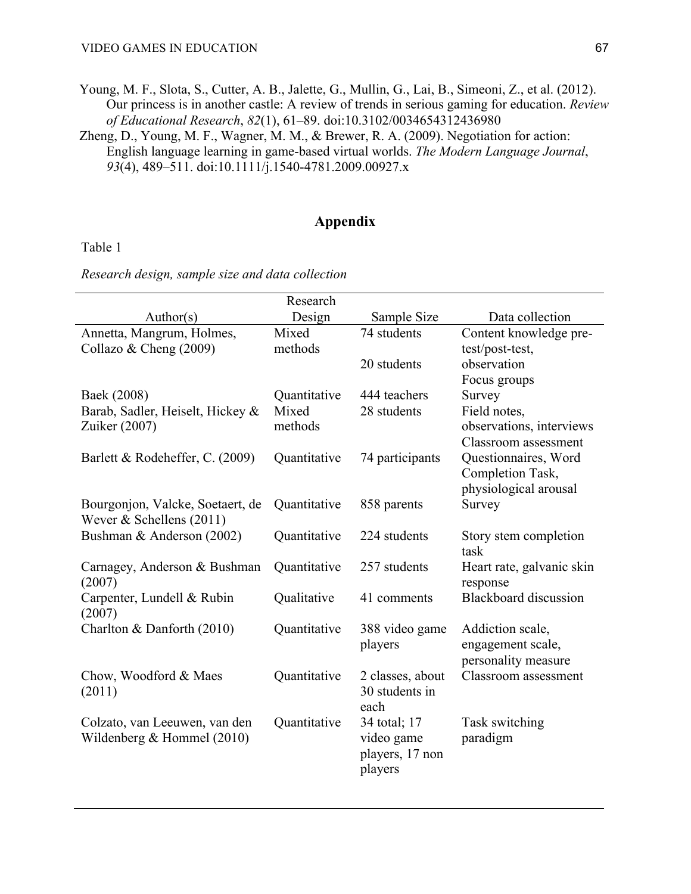Young, M. F., Slota, S., Cutter, A. B., Jalette, G., Mullin, G., Lai, B., Simeoni, Z., et al. (2012). Our princess is in another castle: A review of trends in serious gaming for education. *Review of Educational Research*, *82*(1), 61–89. doi:10.3102/0034654312436980

Zheng, D., Young, M. F., Wagner, M. M., & Brewer, R. A. (2009). Negotiation for action: English language learning in game-based virtual worlds. *The Modern Language Journal*, *93*(4), 489–511. doi:10.1111/j.1540-4781.2009.00927.x

## Appendix

Table 1

*Research design, sample size and data collection*

| Author(s) | Research Design | Sample Size | Data collection |
|---|---|---|---|
| Annetta, Mangrum, Holmes, Collazo & Cheng (2009) | Mixed methods | 74 students<br><br>20 students | Content knowledge pre-test/post-test, observation<br>Focus groups |
| Baek (2008) | Quantitative | 444 teachers | Survey |
| Barab, Sadler, Heiselt, Hickey & Zuiker (2007) | Mixed methods | 28 students | Field notes, observations, interviews<br>Classroom assessment |
| Barlett & Rodeheffer, C. (2009) | Quantitative | 74 participants | Questionnaires, Word Completion Task, physiological arousal |
| Bourgonjon, Valcke, Soetaert, de Wever & Schellens (2011) | Quantitative | 858 parents | Survey |
| Bushman & Anderson (2002) | Quantitative | 224 students | Story stem completion task |
| Carnagey, Anderson & Bushman (2007) | Quantitative | 257 students | Heart rate, galvanic skin response |
| Carpenter, Lundell & Rubin (2007) | Qualitative | 41 comments | Blackboard discussion |
| Charlton & Danforth (2010) | Quantitative | 388 video game players | Addiction scale, engagement scale, personality measure |
| Chow, Woodford & Maes (2011) | Quantitative | 2 classes, about 30 students in each | Classroom assessment |
| Colzato, van Leeuwen, van den Wildenberg & Hommel (2010) | Quantitative | 34 total; 17 video game players, 17 non players | Task switching paradigm |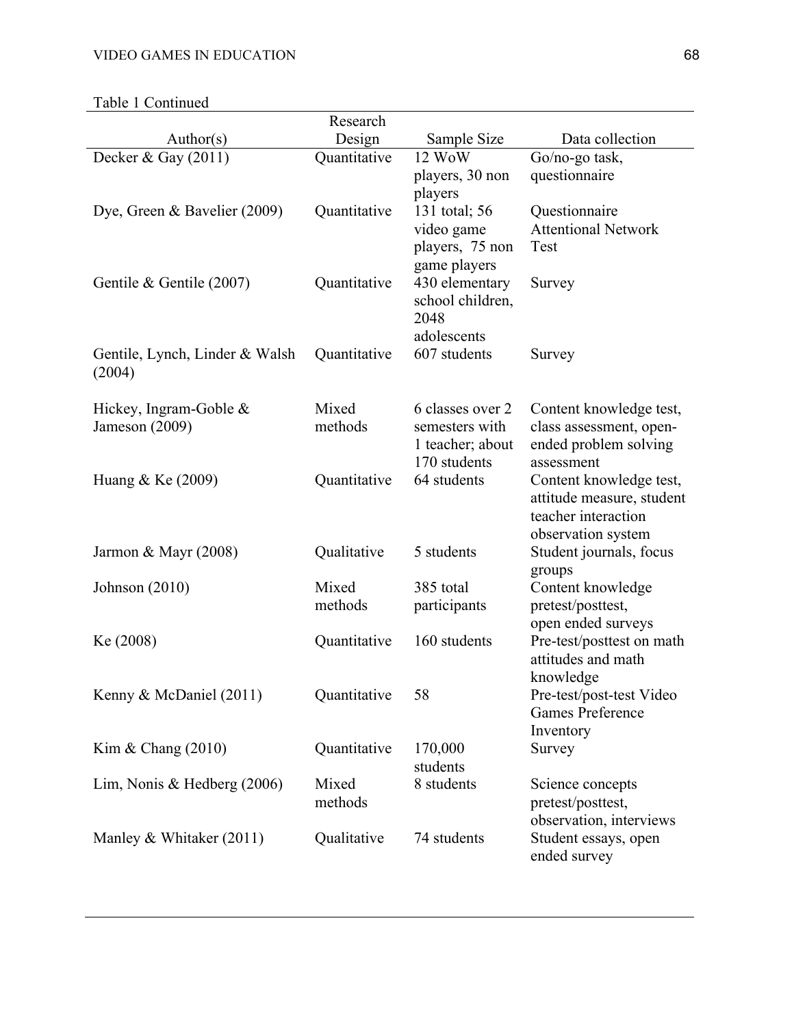Table 1 Continued

| Author(s) | Research Design | Sample Size | Data collection |
|---|---|---|---|
| Decker & Gay (2011) | Quantitative | 12 WoW players, 30 non players | Go/no-go task, questionnaire |
| Dye, Green & Bavelier (2009) | Quantitative | 131 total; 56 video game players, 75 non game players | Questionnaire Attentional Network Test |
| Gentile & Gentile (2007) | Quantitative | 430 elementary school children, 2048 adolescents | Survey |
| Gentile, Lynch, Linder & Walsh (2004) | Quantitative | 607 students | Survey |
| Hickey, Ingram-Goble & Jameson (2009) | Mixed methods | 6 classes over 2 semesters with 1 teacher; about 170 students | Content knowledge test, class assessment, open-ended problem solving assessment |
| Huang & Ke (2009) | Quantitative | 64 students | Content knowledge test, attitude measure, student teacher interaction observation system |
| Jarmon & Mayr (2008) | Qualitative | 5 students | Student journals, focus groups |
| Johnson (2010) | Mixed methods | 385 total participants | Content knowledge pretest/posttest, open ended surveys |
| Ke (2008) | Quantitative | 160 students | Pre-test/posttest on math attitudes and math knowledge |
| Kenny & McDaniel (2011) | Quantitative | 58 | Pre-test/post-test Video Games Preference Inventory |
| Kim & Chang (2010) | Quantitative | 170,000 students | Survey |
| Lim, Nonis & Hedberg (2006) | Mixed methods | 8 students | Science concepts pretest/posttest, observation, interviews |
| Manley & Whitaker (2011) | Qualitative | 74 students | Student essays, open ended survey |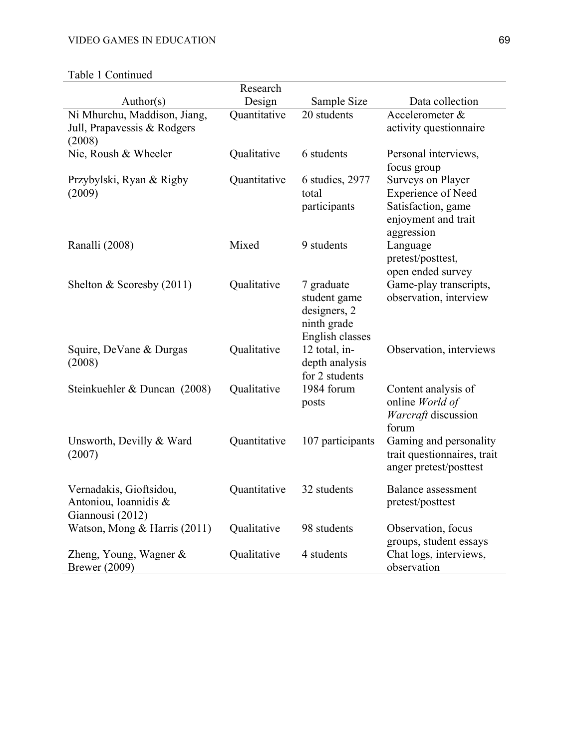Table 1 Continued

| Author(s) | Research Design | Sample Size | Data collection |
|---|---|---|---|
| Ni Mhurchu, Maddison, Jiang, Jull, Prapavessis & Rodgers (2008) | Quantitative | 20 students | Accelerometer & activity questionnaire |
| Nie, Roush & Wheeler | Qualitative | 6 students | Personal interviews, focus group |
| Przybylski, Ryan & Rigby (2009) | Quantitative | 6 studies, 2977 total participants | Surveys on Player Experience of Need Satisfaction, game enjoyment and trait aggression |
| Ranalli (2008) | Mixed | 9 students | Language pretest/posttest, open ended survey |
| Shelton & Scoresby (2011) | Qualitative | 7 graduate student game designers, 2 ninth grade English classes | Game-play transcripts, observation, interview |
| Squire, DeVane & Durgas (2008) | Qualitative | 12 total, in-depth analysis for 2 students | Observation, interviews |
| Steinkuehler & Duncan (2008) | Qualitative | 1984 forum posts | Content analysis of online *World of Warcraft* discussion forum |
| Unsworth, Devilly & Ward (2007) | Quantitative | 107 participants | Gaming and personality trait questionnaires, trait anger pretest/posttest |
| Vernadakis, Gioftsidou, Antoniou, Ioannidis & Giannousi (2012) | Quantitative | 32 students | Balance assessment pretest/posttest |
| Watson, Mong & Harris (2011) | Qualitative | 98 students | Observation, focus groups, student essays |
| Zheng, Young, Wagner & Brewer (2009) | Qualitative | 4 students | Chat logs, interviews, observation |